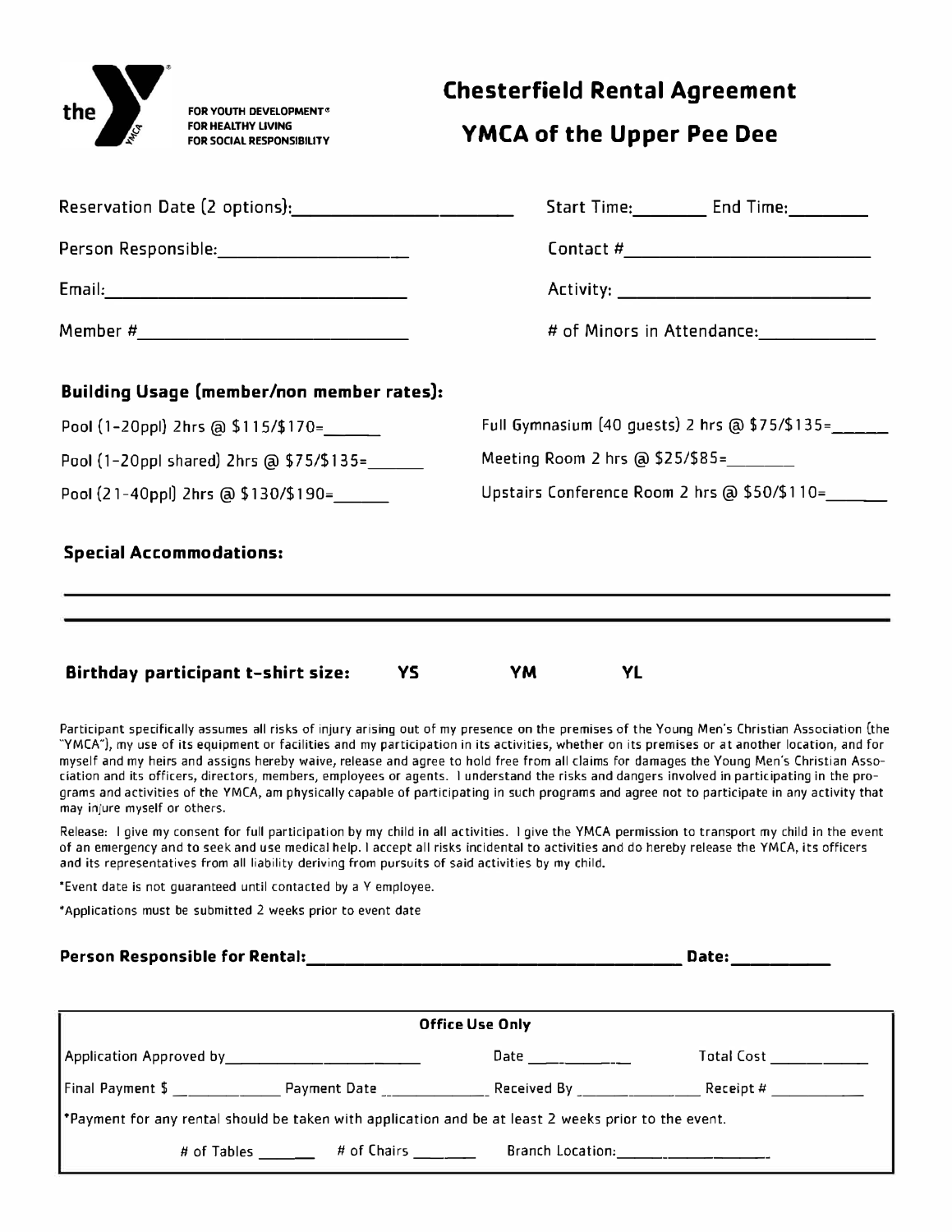the Y — FOR YOUTH DEVELOPMENT® FOR HEALTHY LIVING FOR SOCIAL RESPONSIBILITY

# Chesterfield Rental Agreement

# YMCA of the Upper Pee Dee

Reservation Date (2 options):________________________ Start Time:_________ End Time:_________

Person Responsible:_____________________ Contact #___________________________

Email:_______________________________ Activity: ____________________________

Member #____________________________ # of Minors in Attendance:_____________

### Building Usage (member/non member rates):

Pool (1-20ppl) 2hrs @ $115/$170=______

Pool (1-20ppl shared) 2hrs @ $75/$135=______

Pool (21-40ppl) 2hrs @ $130/$190=______

Full Gymnasium (40 guests) 2 hrs @ $75/$135=______

Meeting Room 2 hrs @ $25/$85=________

Upstairs Conference Room 2 hrs @ $50/$110=_______

### Special Accommodations:

______________________________________________________________________________

______________________________________________________________________________

**Birthday participant t-shirt size: YS YM YL**

Participant specifically assumes all risks of injury arising out of my presence on the premises of the Young Men's Christian Association (the "YMCA"), my use of its equipment or facilities and my participation in its activities, whether on its premises or at another location, and for myself and my heirs and assigns hereby waive, release and agree to hold free from all claims for damages the Young Men's Christian Association and its officers, directors, members, employees or agents. I understand the risks and dangers involved in participating in the programs and activities of the YMCA, am physically capable of participating in such programs and agree not to participate in any activity that may injure myself or others.

Release: I give my consent for full participation by my child in all activities. I give the YMCA permission to transport my child in the event of an emergency and to seek and use medical help. I accept all risks incidental to activities and do hereby release the YMCA, its officers and its representatives from all liability deriving from pursuits of said activities by my child.

*Event date is not guaranteed until contacted by a Y employee.

*Applications must be submitted 2 weeks prior to event date

**Person Responsible for Rental:_________________________________________ Date:___________**

**Office Use Only**

Application Approved by_________________________ Date _____________ Total Cost _____________

Final Payment $ ______________ Payment Date ______________ Received By ________________ Receipt # ____________

*Payment for any rental should be taken with application and be at least 2 weeks prior to the event.

# of Tables _______ # of Chairs ________ Branch Location:_____________________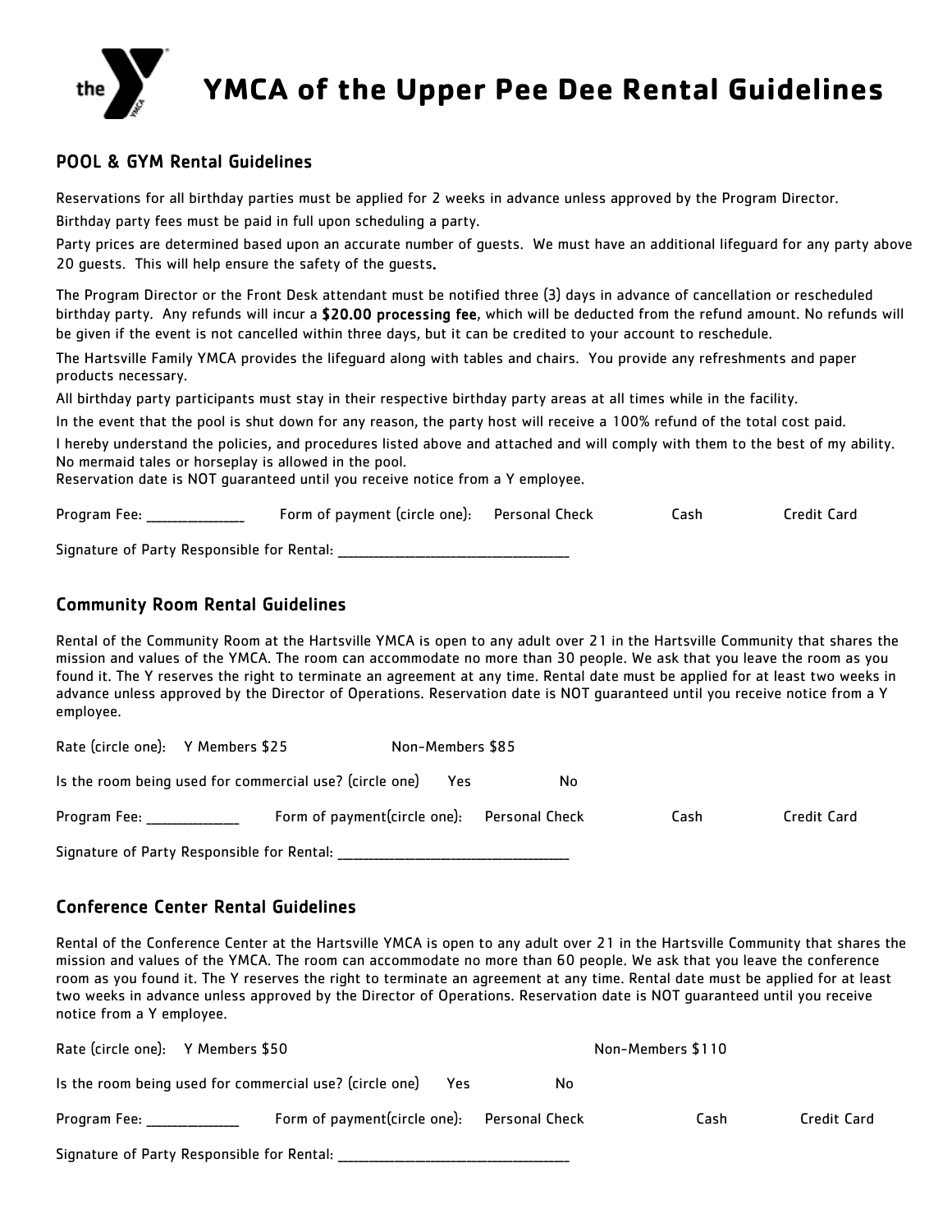# YMCA of the Upper Pee Dee Rental Guidelines

## POOL & GYM Rental Guidelines

Reservations for all birthday parties must be applied for 2 weeks in advance unless approved by the Program Director.

Birthday party fees must be paid in full upon scheduling a party.

Party prices are determined based upon an accurate number of guests. We must have an additional lifeguard for any party above 20 guests. This will help ensure the safety of the guests.

The Program Director or the Front Desk attendant must be notified three (3) days in advance of cancellation or rescheduled birthday party. Any refunds will incur a **$20.00 processing fee**, which will be deducted from the refund amount. No refunds will be given if the event is not cancelled within three days, but it can be credited to your account to reschedule.

The Hartsville Family YMCA provides the lifeguard along with tables and chairs. You provide any refreshments and paper products necessary.

All birthday party participants must stay in their respective birthday party areas at all times while in the facility.

In the event that the pool is shut down for any reason, the party host will receive a 100% refund of the total cost paid.

I hereby understand the policies, and procedures listed above and attached and will comply with them to the best of my ability.
No mermaid tales or horseplay is allowed in the pool.
Reservation date is NOT guaranteed until you receive notice from a Y employee.

Program Fee: ______________ Form of payment (circle one): Personal Check Cash Credit Card

Signature of Party Responsible for Rental: ________________________________

## Community Room Rental Guidelines

Rental of the Community Room at the Hartsville YMCA is open to any adult over 21 in the Hartsville Community that shares the mission and values of the YMCA. The room can accommodate no more than 30 people. We ask that you leave the room as you found it. The Y reserves the right to terminate an agreement at any time. Rental date must be applied for at least two weeks in advance unless approved by the Director of Operations. Reservation date is NOT guaranteed until you receive notice from a Y employee.

Rate (circle one): Y Members $25 Non-Members $85

Is the room being used for commercial use? (circle one) Yes No

Program Fee: _____________ Form of payment(circle one): Personal Check Cash Credit Card

Signature of Party Responsible for Rental: ________________________________

## Conference Center Rental Guidelines

Rental of the Conference Center at the Hartsville YMCA is open to any adult over 21 in the Hartsville Community that shares the mission and values of the YMCA. The room can accommodate no more than 60 people. We ask that you leave the conference room as you found it. The Y reserves the right to terminate an agreement at any time. Rental date must be applied for at least two weeks in advance unless approved by the Director of Operations. Reservation date is NOT guaranteed until you receive notice from a Y employee.

Rate (circle one): Y Members $50 Non-Members $110

Is the room being used for commercial use? (circle one) Yes No

Program Fee: _____________ Form of payment(circle one): Personal Check Cash Credit Card

Signature of Party Responsible for Rental: ________________________________